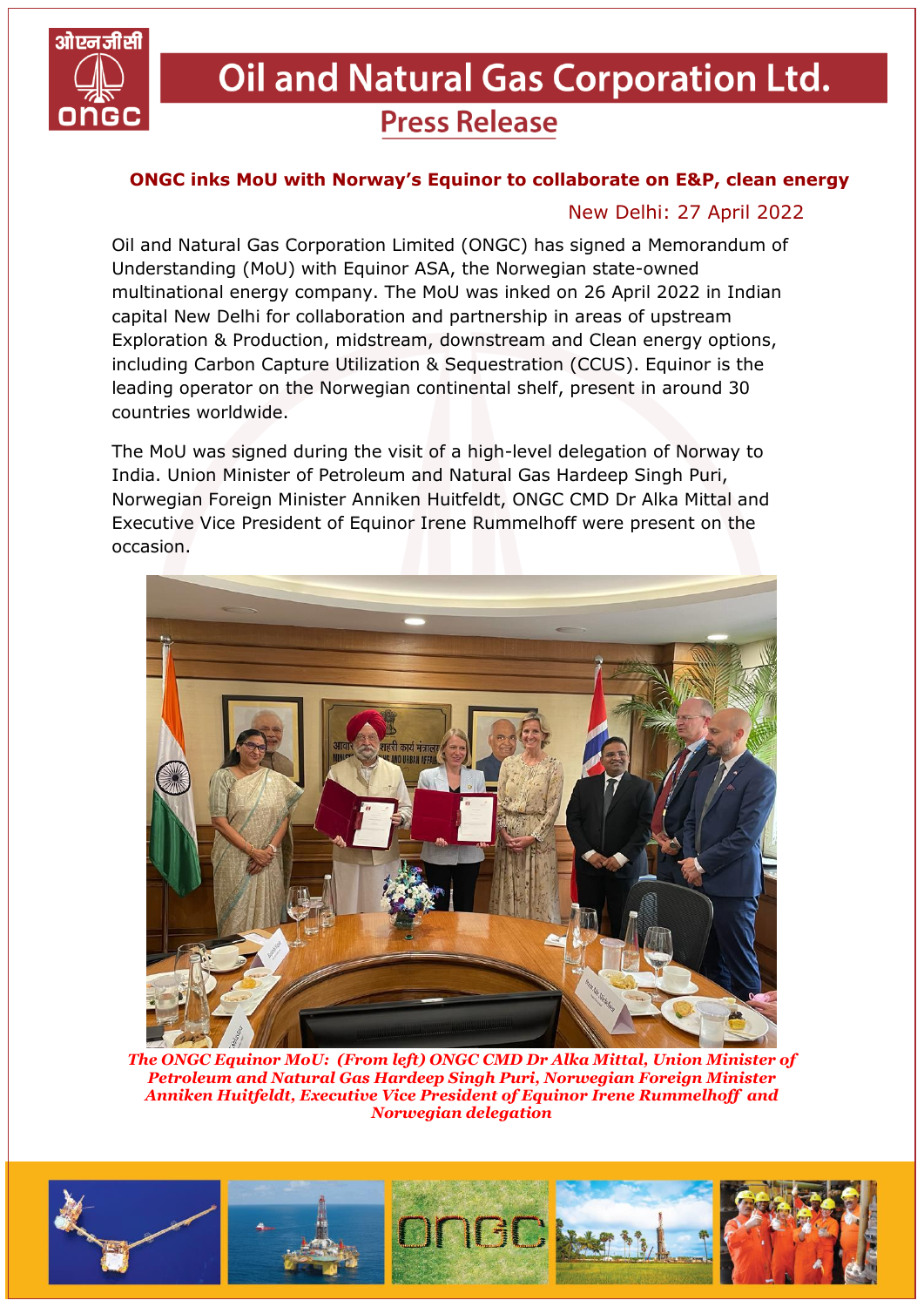# Oil and Natural Gas Corporation Ltd.

## Press Release

### ONGC inks MoU with Norway's Equinor to collaborate on E&P, clean energy

New Delhi: 27 April 2022

Oil and Natural Gas Corporation Limited (ONGC) has signed a Memorandum of Understanding (MoU) with Equinor ASA, the Norwegian state-owned multinational energy company. The MoU was inked on 26 April 2022 in Indian capital New Delhi for collaboration and partnership in areas of upstream Exploration & Production, midstream, downstream and Clean energy options, including Carbon Capture Utilization & Sequestration (CCUS). Equinor is the leading operator on the Norwegian continental shelf, present in around 30 countries worldwide.

The MoU was signed during the visit of a high-level delegation of Norway to India. Union Minister of Petroleum and Natural Gas Hardeep Singh Puri, Norwegian Foreign Minister Anniken Huitfeldt, ONGC CMD Dr Alka Mittal and Executive Vice President of Equinor Irene Rummelhoff were present on the occasion.

*The ONGC Equinor MoU: (From left) ONGC CMD Dr Alka Mittal, Union Minister of Petroleum and Natural Gas Hardeep Singh Puri, Norwegian Foreign Minister Anniken Huitfeldt, Executive Vice President of Equinor Irene Rummelhoff and Norwegian delegation*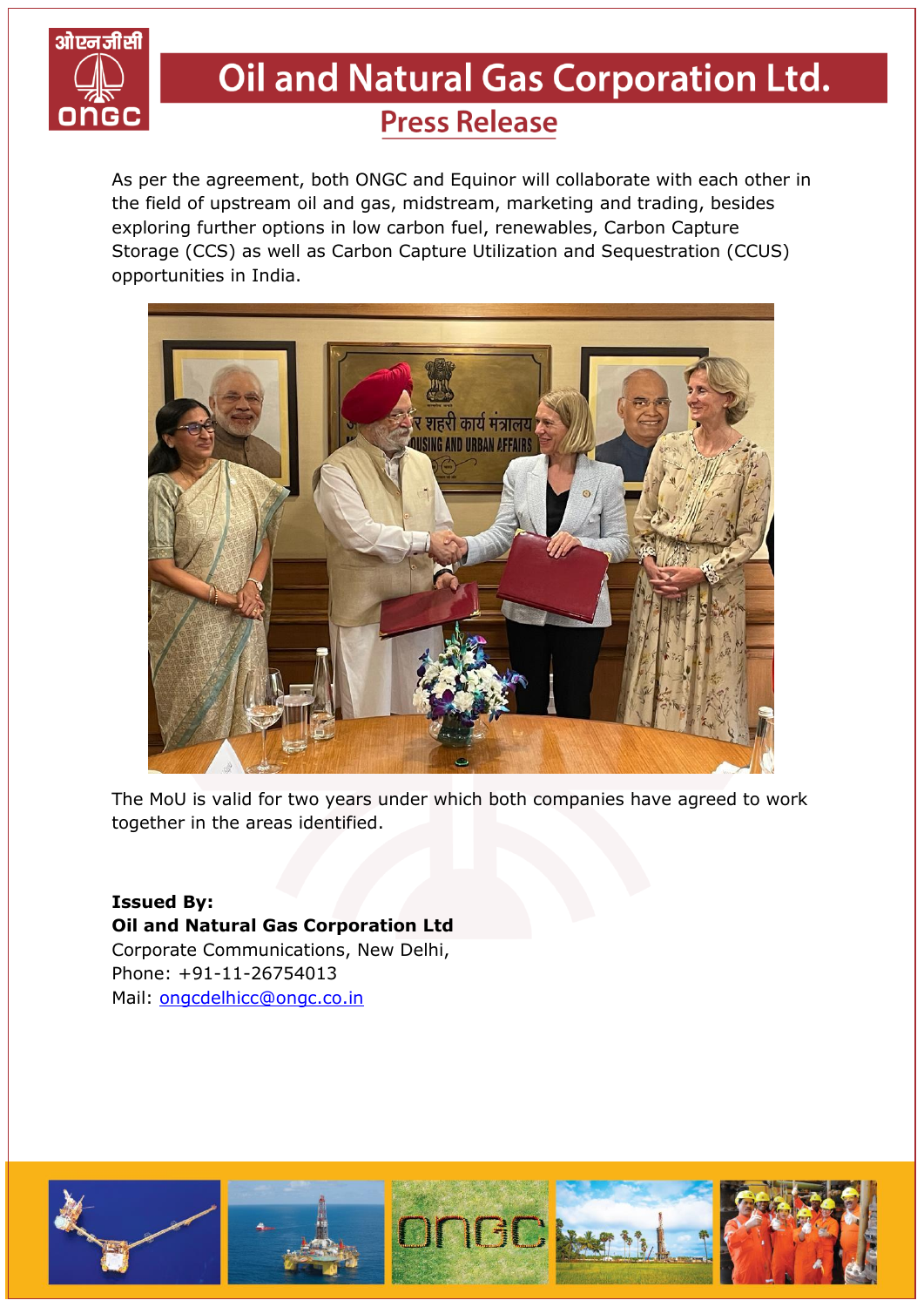As per the agreement, both ONGC and Equinor will collaborate with each other in the field of upstream oil and gas, midstream, marketing and trading, besides exploring further options in low carbon fuel, renewables, Carbon Capture Storage (CCS) as well as Carbon Capture Utilization and Sequestration (CCUS) opportunities in India.

The MoU is valid for two years under which both companies have agreed to work together in the areas identified.

**Issued By:**
**Oil and Natural Gas Corporation Ltd**
Corporate Communications, New Delhi,
Phone: +91-11-26754013
Mail: ongcdelhicc@ongc.co.in